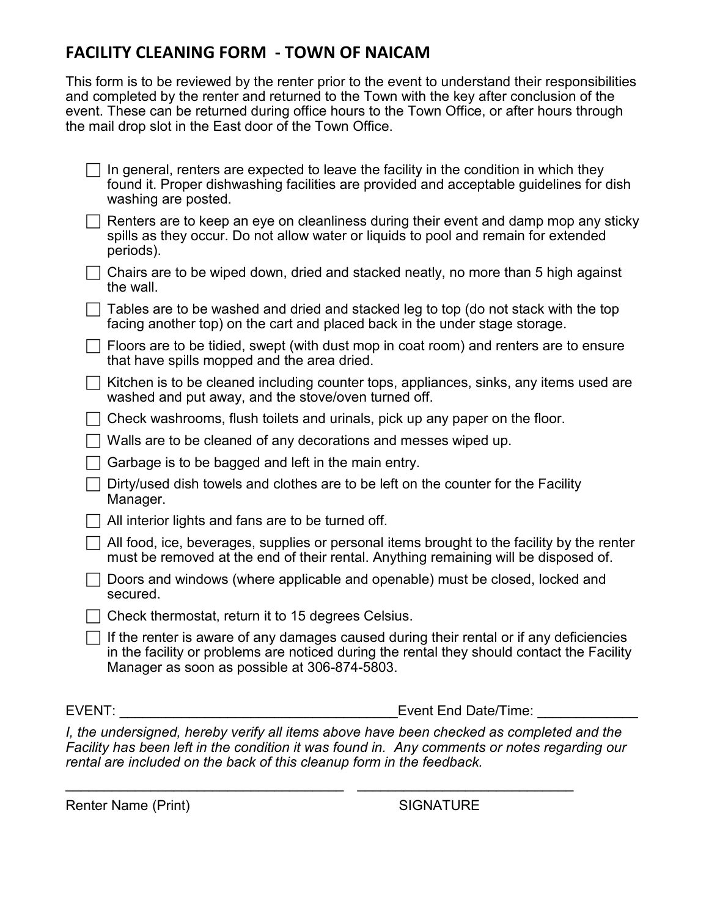# FACILITY CLEANING FORM - TOWN OF NAICAM

This form is to be reviewed by the renter prior to the event to understand their responsibilities and completed by the renter and returned to the Town with the key after conclusion of the event. These can be returned during office hours to the Town Office, or after hours through the mail drop slot in the East door of the Town Office.

- [ ] In general, renters are expected to leave the facility in the condition in which they found it. Proper dishwashing facilities are provided and acceptable guidelines for dish washing are posted.
- [ ] Renters are to keep an eye on cleanliness during their event and damp mop any sticky spills as they occur. Do not allow water or liquids to pool and remain for extended periods).
- [ ] Chairs are to be wiped down, dried and stacked neatly, no more than 5 high against the wall.
- [ ] Tables are to be washed and dried and stacked leg to top (do not stack with the top facing another top) on the cart and placed back in the under stage storage.
- [ ] Floors are to be tidied, swept (with dust mop in coat room) and renters are to ensure that have spills mopped and the area dried.
- [ ] Kitchen is to be cleaned including counter tops, appliances, sinks, any items used are washed and put away, and the stove/oven turned off.
- [ ] Check washrooms, flush toilets and urinals, pick up any paper on the floor.
- [ ] Walls are to be cleaned of any decorations and messes wiped up.
- [ ] Garbage is to be bagged and left in the main entry.
- [ ] Dirty/used dish towels and clothes are to be left on the counter for the Facility Manager.
- [ ] All interior lights and fans are to be turned off.
- [ ] All food, ice, beverages, supplies or personal items brought to the facility by the renter must be removed at the end of their rental. Anything remaining will be disposed of.
- [ ] Doors and windows (where applicable and openable) must be closed, locked and secured.
- [ ] Check thermostat, return it to 15 degrees Celsius.
- [ ] If the renter is aware of any damages caused during their rental or if any deficiencies in the facility or problems are noticed during the rental they should contact the Facility Manager as soon as possible at 306-874-5803.

EVENT: ____________________________________ Event End Date/Time: _____________

*I, the undersigned, hereby verify all items above have been checked as completed and the Facility has been left in the condition it was found in. Any comments or notes regarding our rental are included on the back of this cleanup form in the feedback.*

_____________________________________ _____________________________

Renter Name (Print) SIGNATURE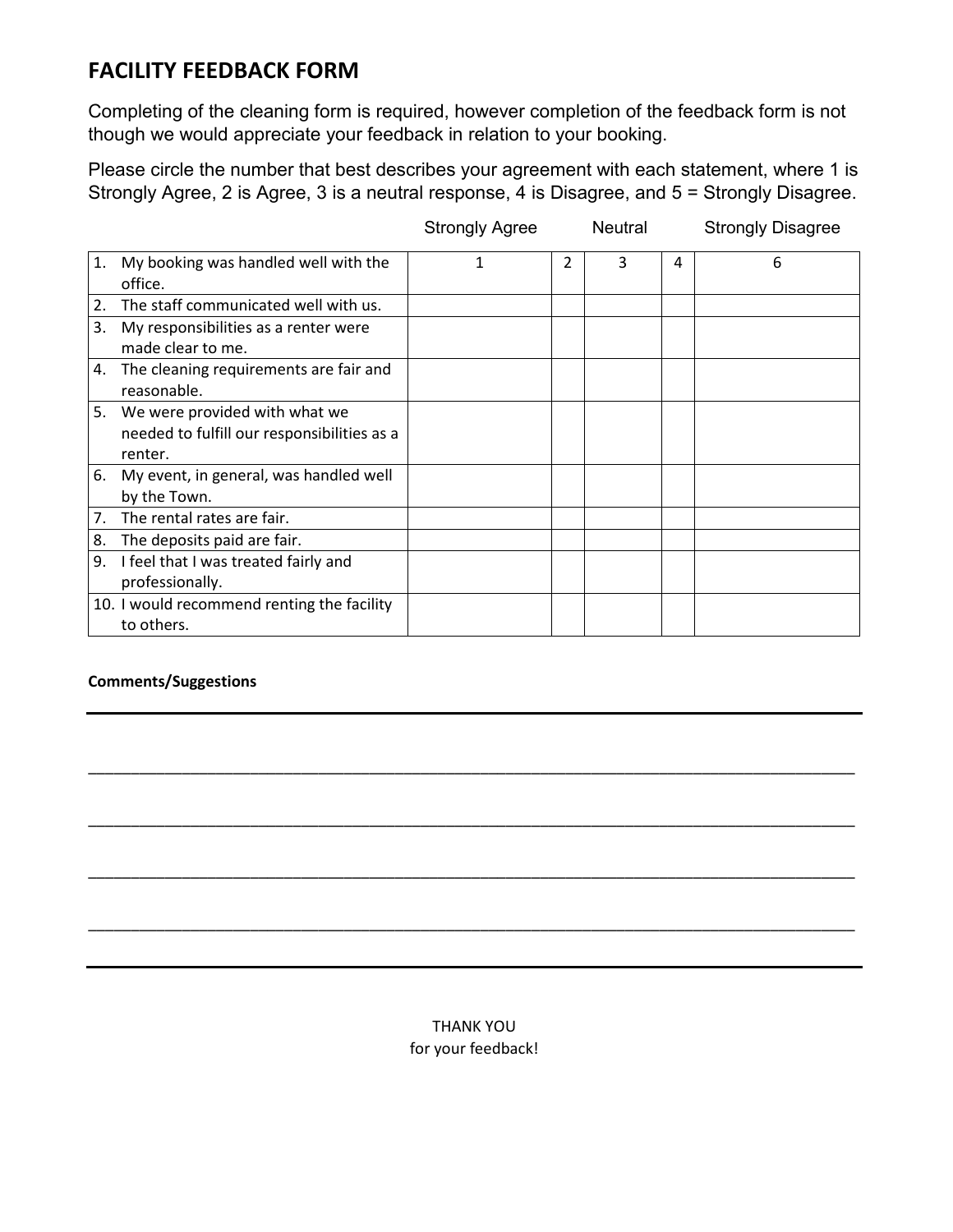# FACILITY FEEDBACK FORM

Completing of the cleaning form is required, however completion of the feedback form is not though we would appreciate your feedback in relation to your booking.

Please circle the number that best describes your agreement with each statement, where 1 is Strongly Agree, 2 is Agree, 3 is a neutral response, 4 is Disagree, and 5 = Strongly Disagree.

| | Strongly Agree | | Neutral | | Strongly Disagree |
|---|---|---|---|---|---|
| 1. My booking was handled well with the office. | 1 | 2 | 3 | 4 | 6 |
| 2. The staff communicated well with us. | | | | | |
| 3. My responsibilities as a renter were made clear to me. | | | | | |
| 4. The cleaning requirements are fair and reasonable. | | | | | |
| 5. We were provided with what we needed to fulfill our responsibilities as a renter. | | | | | |
| 6. My event, in general, was handled well by the Town. | | | | | |
| 7. The rental rates are fair. | | | | | |
| 8. The deposits paid are fair. | | | | | |
| 9. I feel that I was treated fairly and professionally. | | | | | |
| 10. I would recommend renting the facility to others. | | | | | |

**Comments/Suggestions**

---

____________________________________________________________________________

____________________________________________________________________________

____________________________________________________________________________

____________________________________________________________________________

---

THANK YOU
for your feedback!